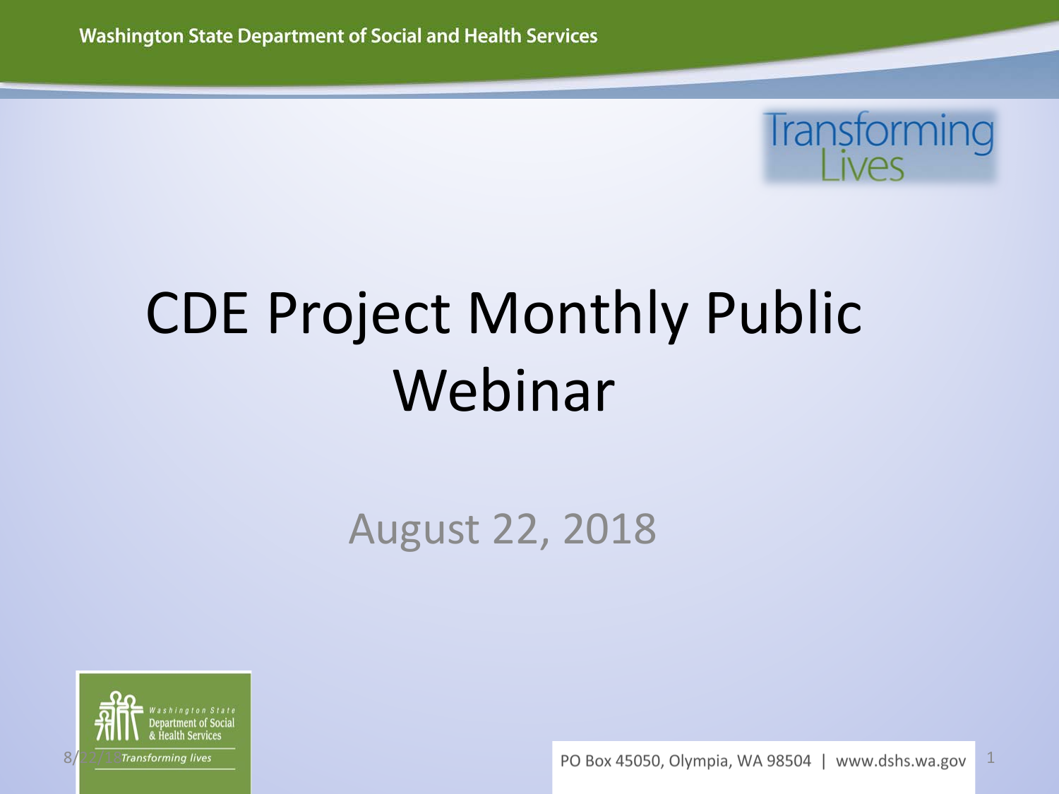# CDE Project Monthly Public Webinar

August 22, 2018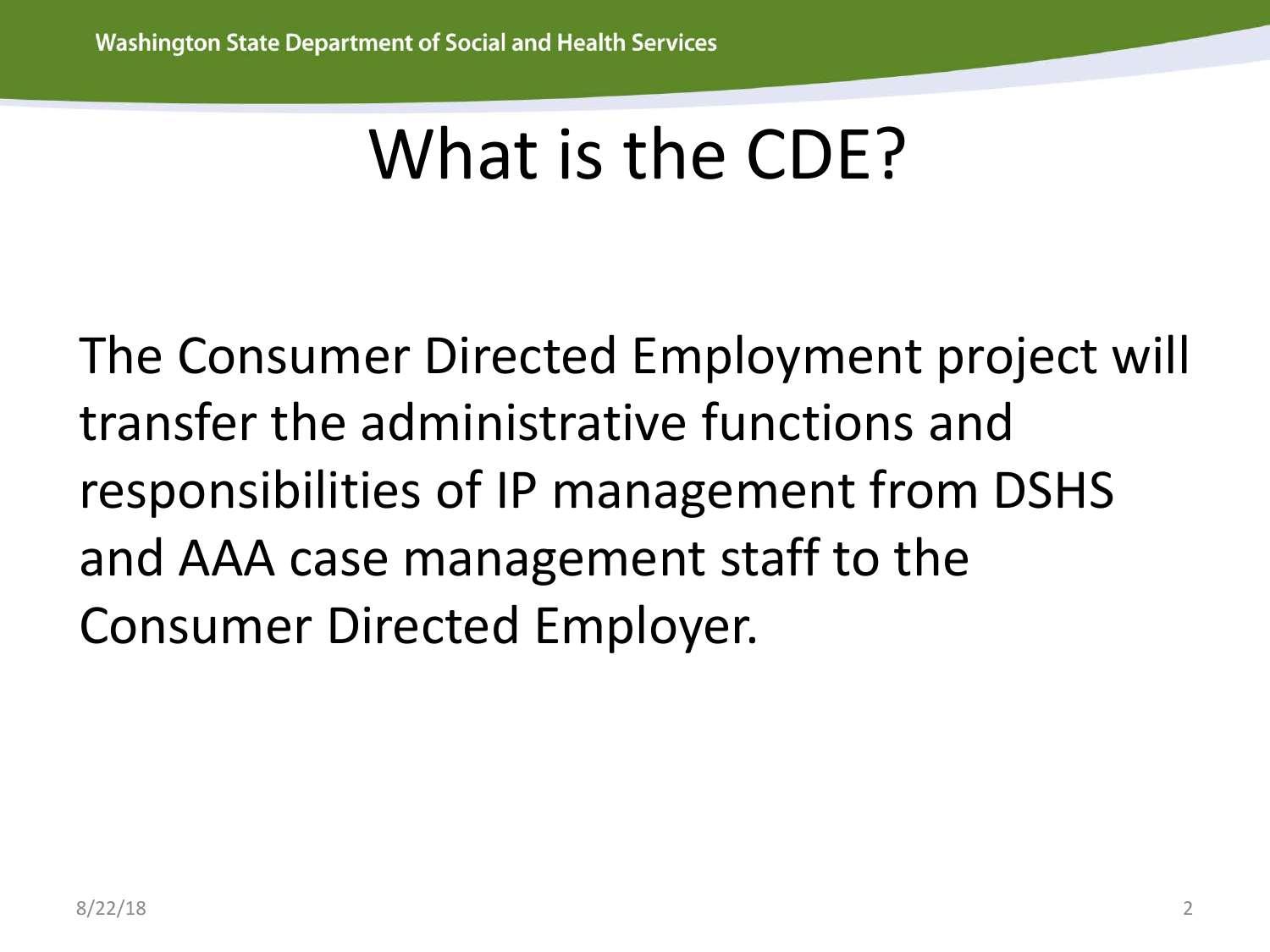# What is the CDE?

The Consumer Directed Employment project will transfer the administrative functions and responsibilities of IP management from DSHS and AAA case management staff to the Consumer Directed Employer.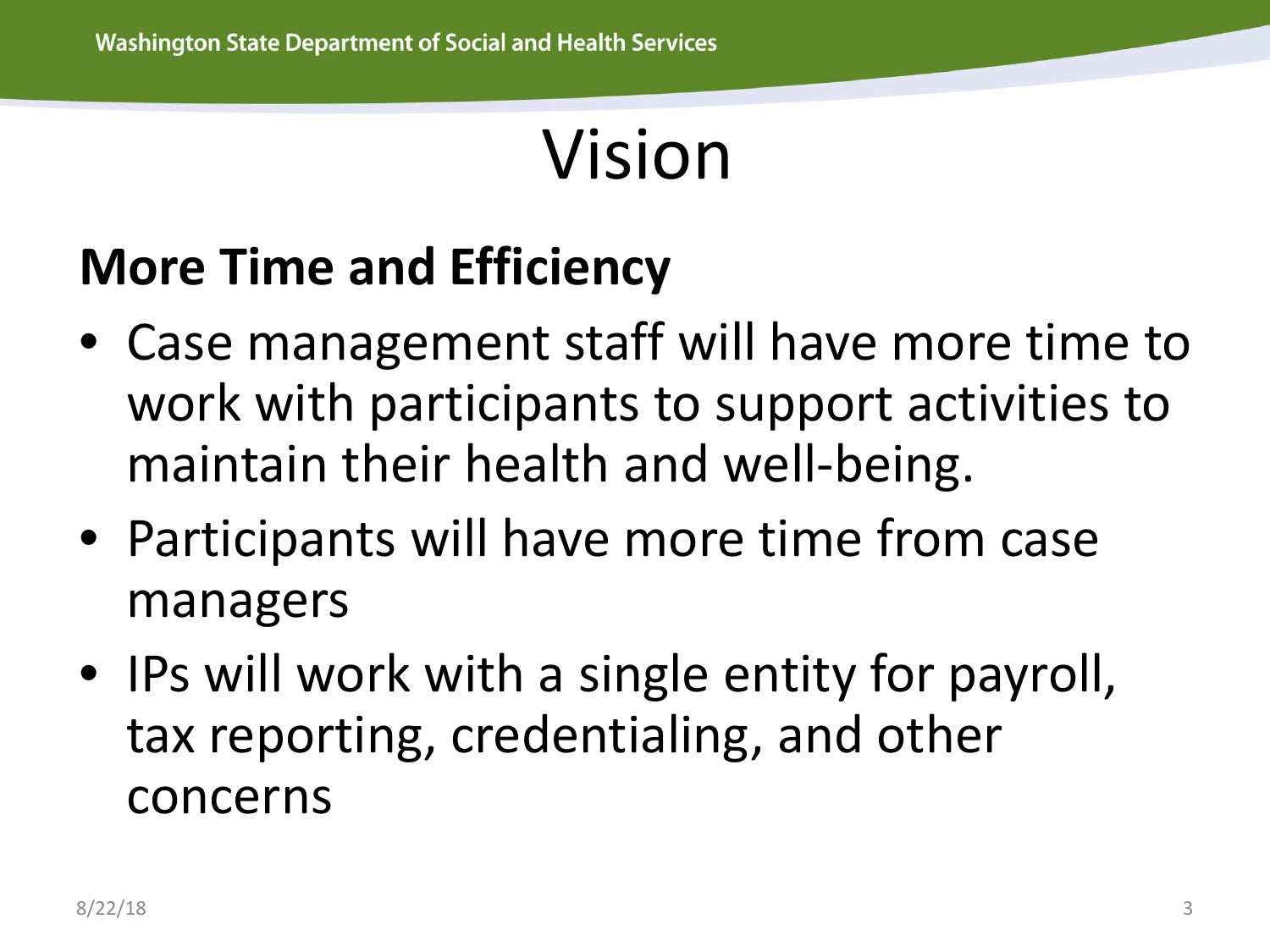# Vision

## More Time and Efficiency

- Case management staff will have more time to work with participants to support activities to maintain their health and well-being.
- Participants will have more time from case managers
- IPs will work with a single entity for payroll, tax reporting, credentialing, and other concerns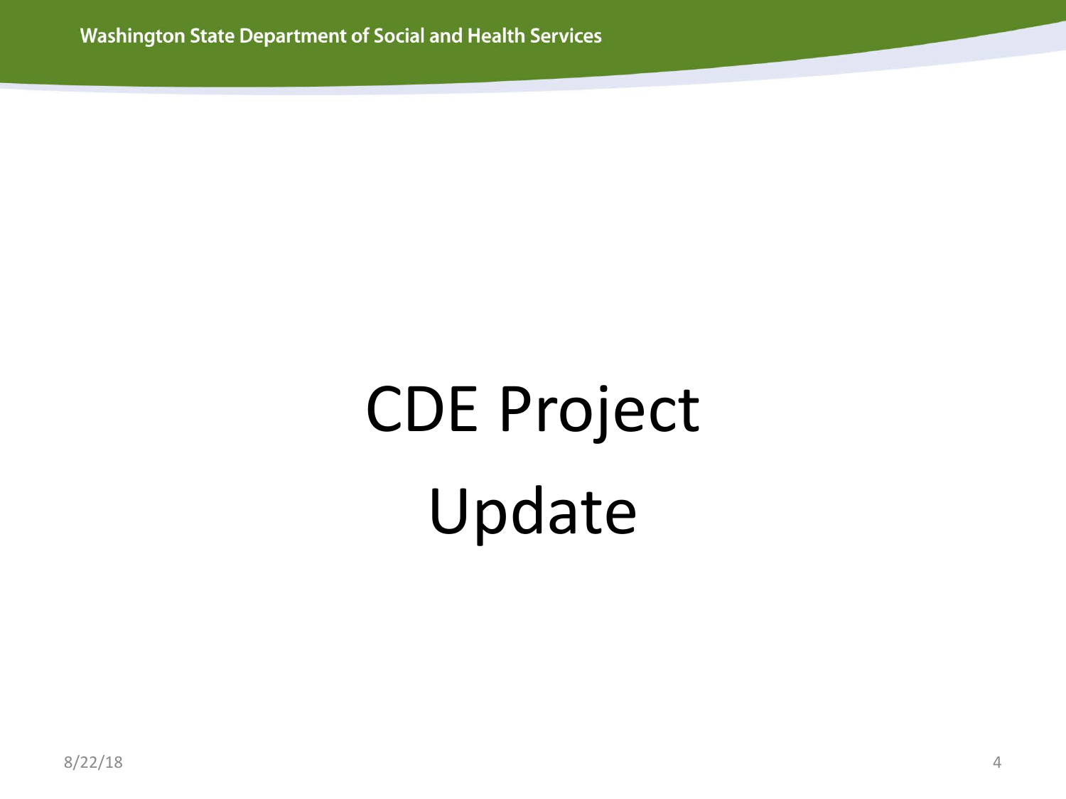# CDE Project Update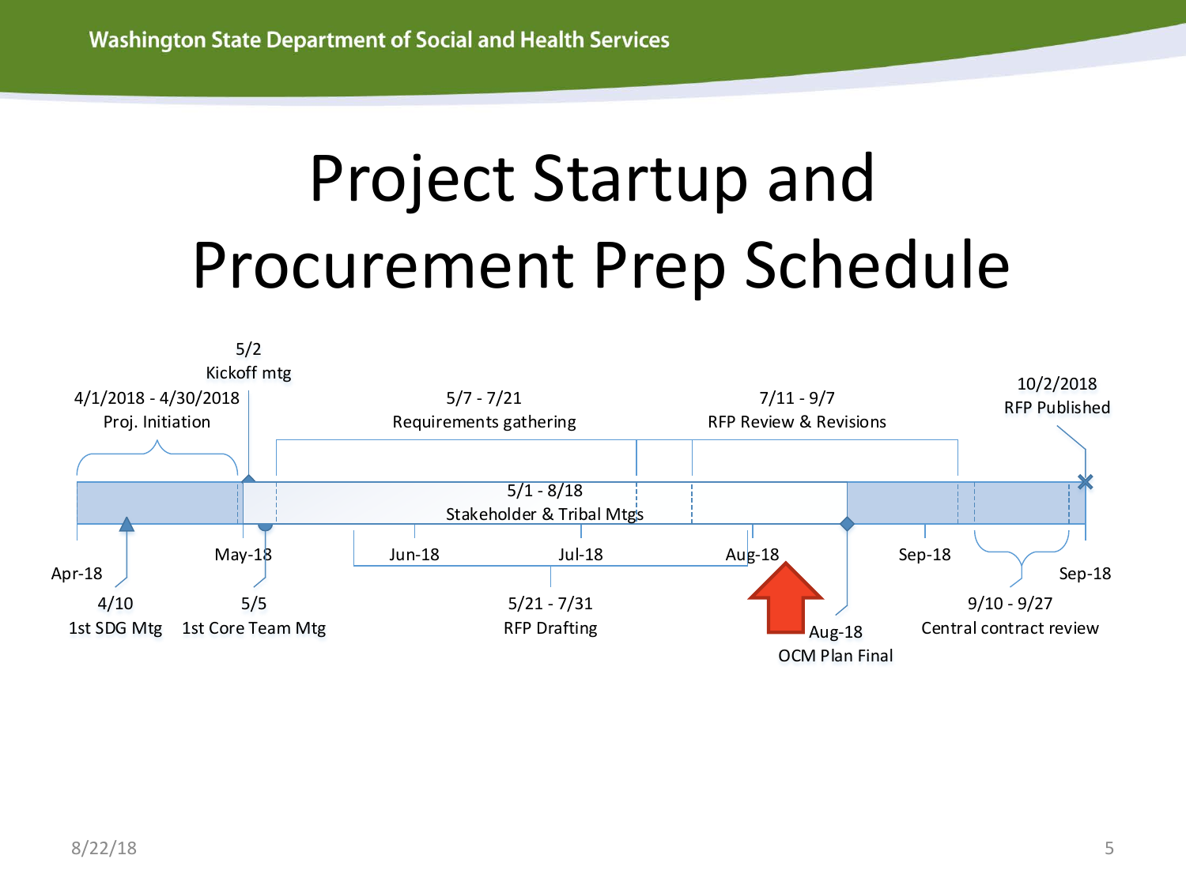# Project Startup and Procurement Prep Schedule

- 4/1/2018 - 4/30/2018 Proj. Initiation
- 5/2 Kickoff mtg
- 5/7 - 7/21 Requirements gathering
- 7/11 - 9/7 RFP Review & Revisions
- 10/2/2018 RFP Published
- 5/1 - 8/18 Stakeholder & Tribal Mtgs
- Apr-18
- May-18
- Jun-18
- Jul-18
- Aug-18
- Sep-18
- Sep-18
- 4/10 1st SDG Mtg
- 5/5 1st Core Team Mtg
- 5/21 - 7/31 RFP Drafting
- Aug-18 OCM Plan Final
- 9/10 - 9/27 Central contract review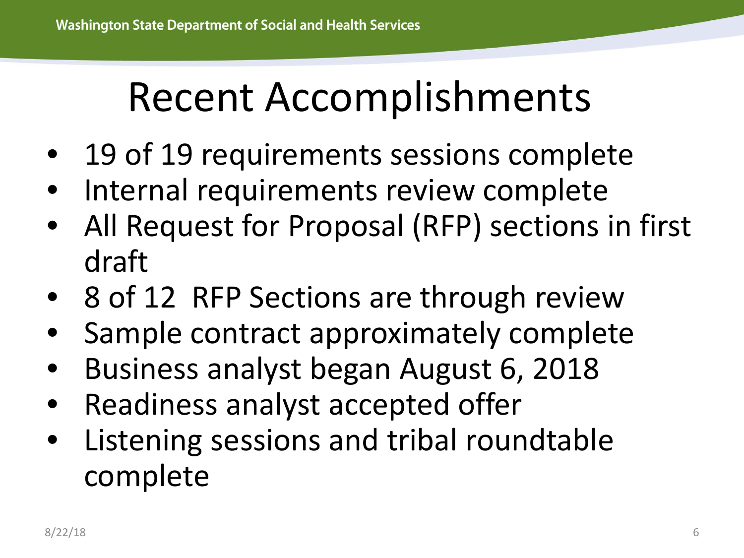# Recent Accomplishments

- 19 of 19 requirements sessions complete
- Internal requirements review complete
- All Request for Proposal (RFP) sections in first draft
- 8 of 12 RFP Sections are through review
- Sample contract approximately complete
- Business analyst began August 6, 2018
- Readiness analyst accepted offer
- Listening sessions and tribal roundtable complete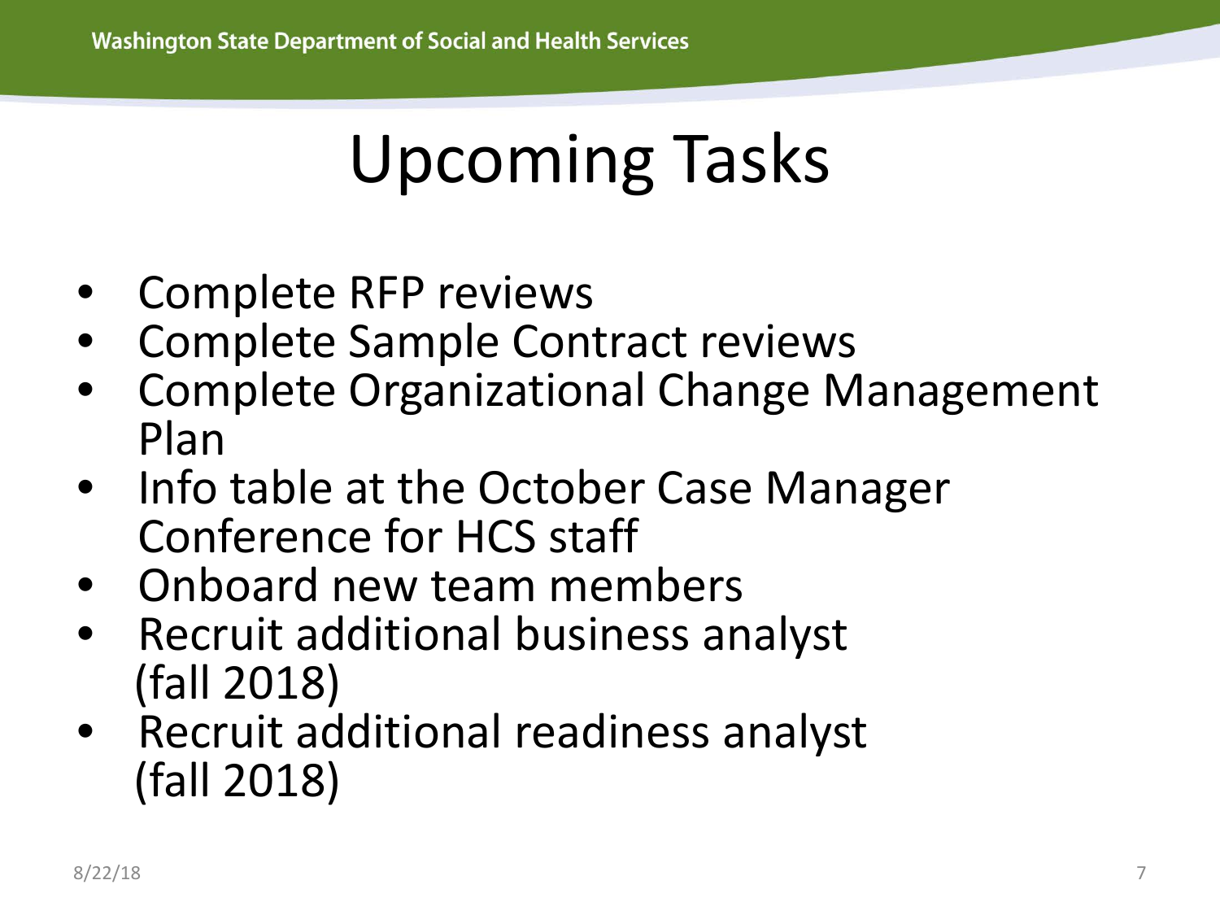# Upcoming Tasks

- Complete RFP reviews
- Complete Sample Contract reviews
- Complete Organizational Change Management Plan
- Info table at the October Case Manager Conference for HCS staff
- Onboard new team members
- Recruit additional business analyst (fall 2018)
- Recruit additional readiness analyst (fall 2018)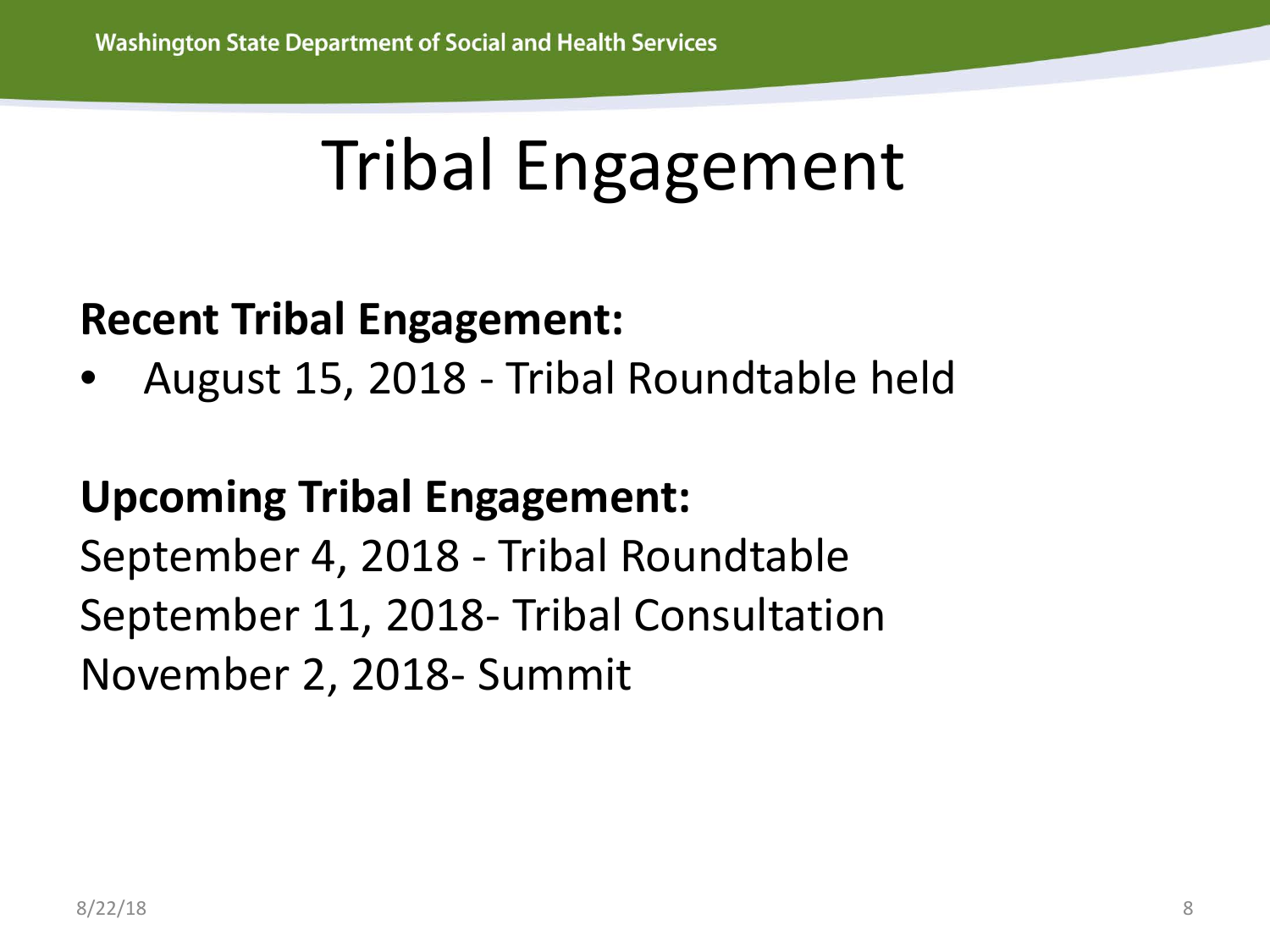# Tribal Engagement

**Recent Tribal Engagement:**

- August 15, 2018 - Tribal Roundtable held

**Upcoming Tribal Engagement:**

September 4, 2018 - Tribal Roundtable
September 11, 2018- Tribal Consultation
November 2, 2018- Summit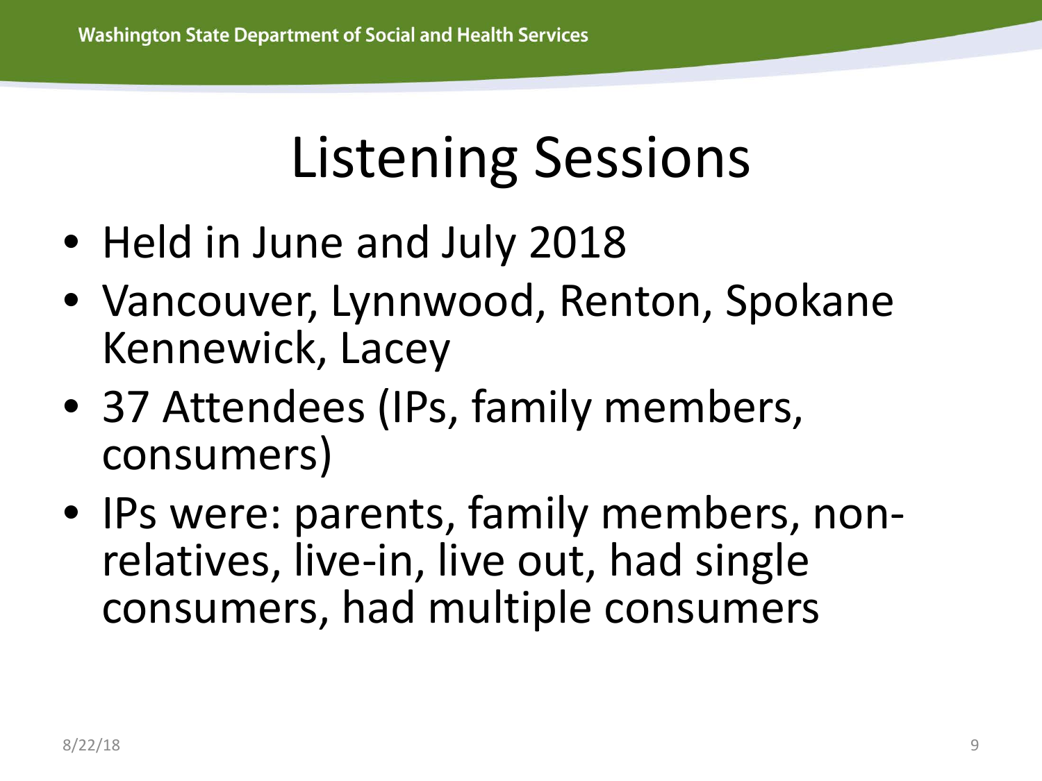# Listening Sessions

- Held in June and July 2018
- Vancouver, Lynnwood, Renton, Spokane Kennewick, Lacey
- 37 Attendees (IPs, family members, consumers)
- IPs were: parents, family members, non-relatives, live-in, live out, had single consumers, had multiple consumers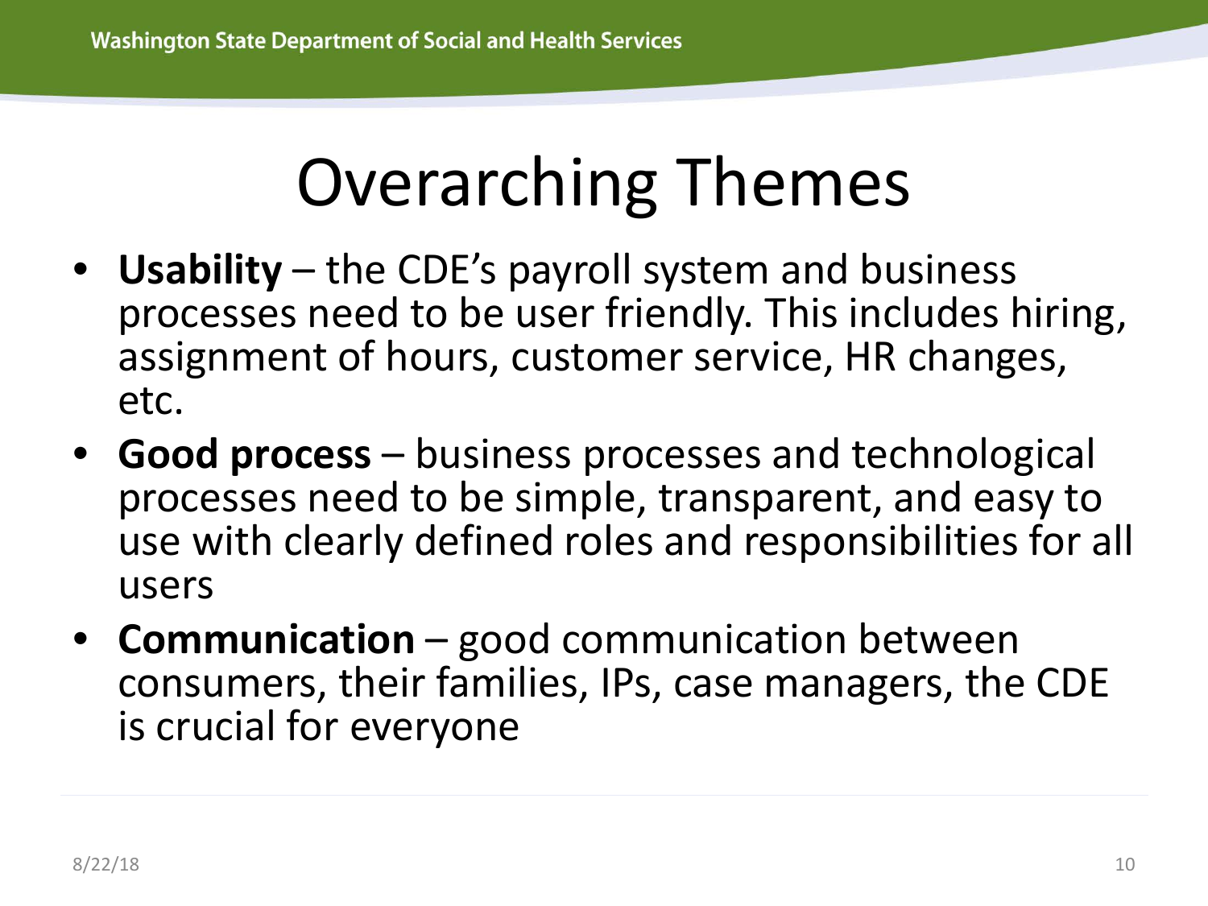# Overarching Themes

- **Usability** – the CDE's payroll system and business processes need to be user friendly. This includes hiring, assignment of hours, customer service, HR changes, etc.
- **Good process** – business processes and technological processes need to be simple, transparent, and easy to use with clearly defined roles and responsibilities for all users
- **Communication** – good communication between consumers, their families, IPs, case managers, the CDE is crucial for everyone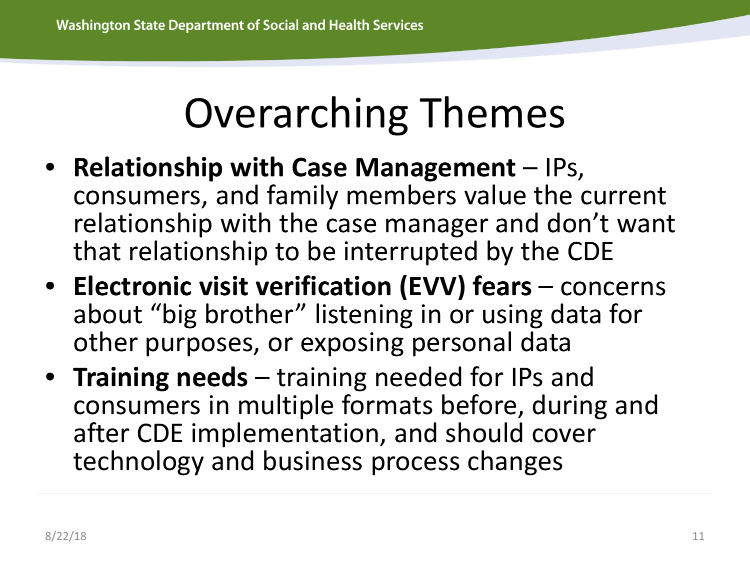# Overarching Themes

- **Relationship with Case Management** – IPs, consumers, and family members value the current relationship with the case manager and don't want that relationship to be interrupted by the CDE
- **Electronic visit verification (EVV) fears** – concerns about "big brother" listening in or using data for other purposes, or exposing personal data
- **Training needs** – training needed for IPs and consumers in multiple formats before, during and after CDE implementation, and should cover technology and business process changes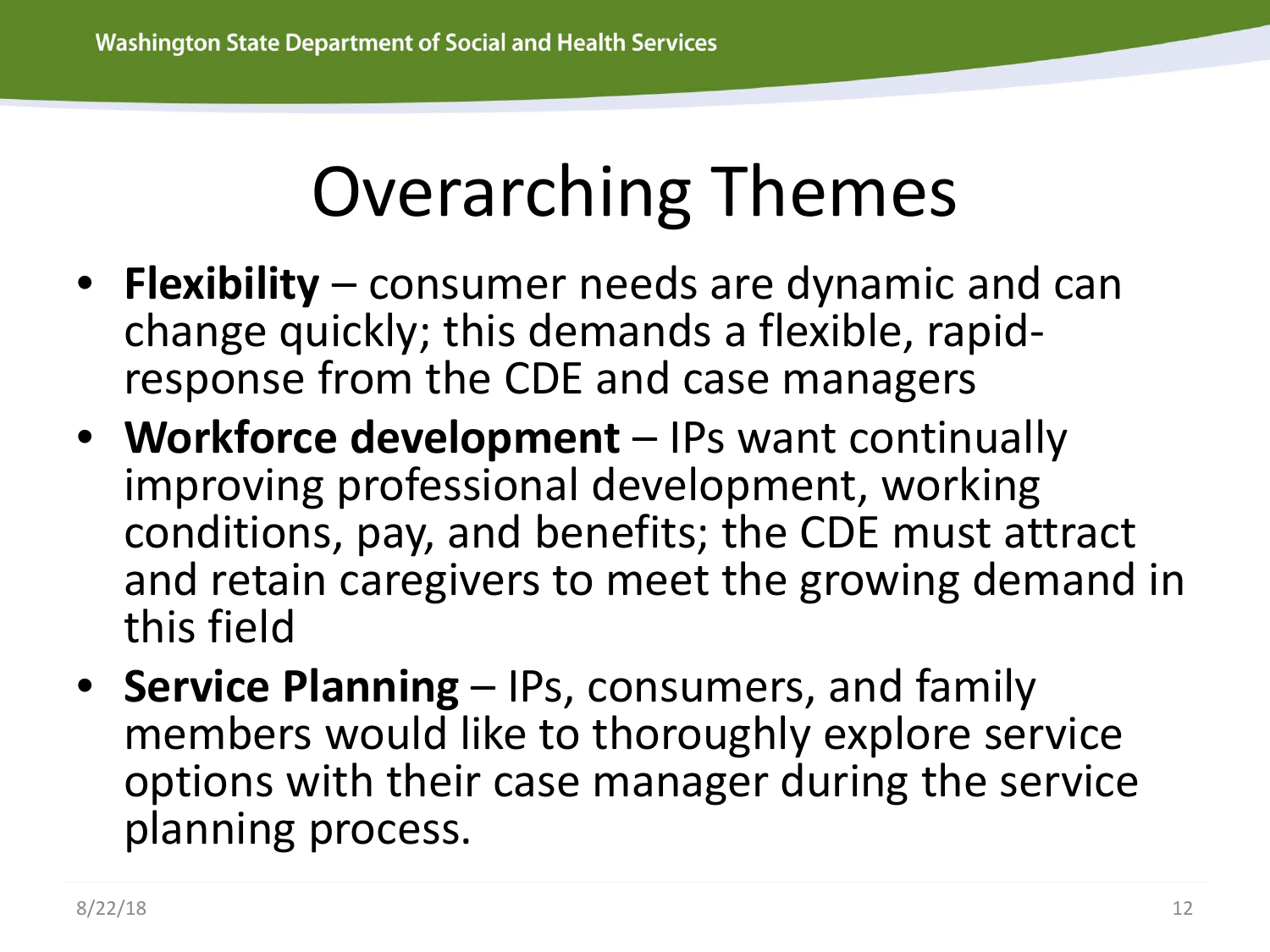# Overarching Themes

- **Flexibility** – consumer needs are dynamic and can change quickly; this demands a flexible, rapid-response from the CDE and case managers
- **Workforce development** – IPs want continually improving professional development, working conditions, pay, and benefits; the CDE must attract and retain caregivers to meet the growing demand in this field
- **Service Planning** – IPs, consumers, and family members would like to thoroughly explore service options with their case manager during the service planning process.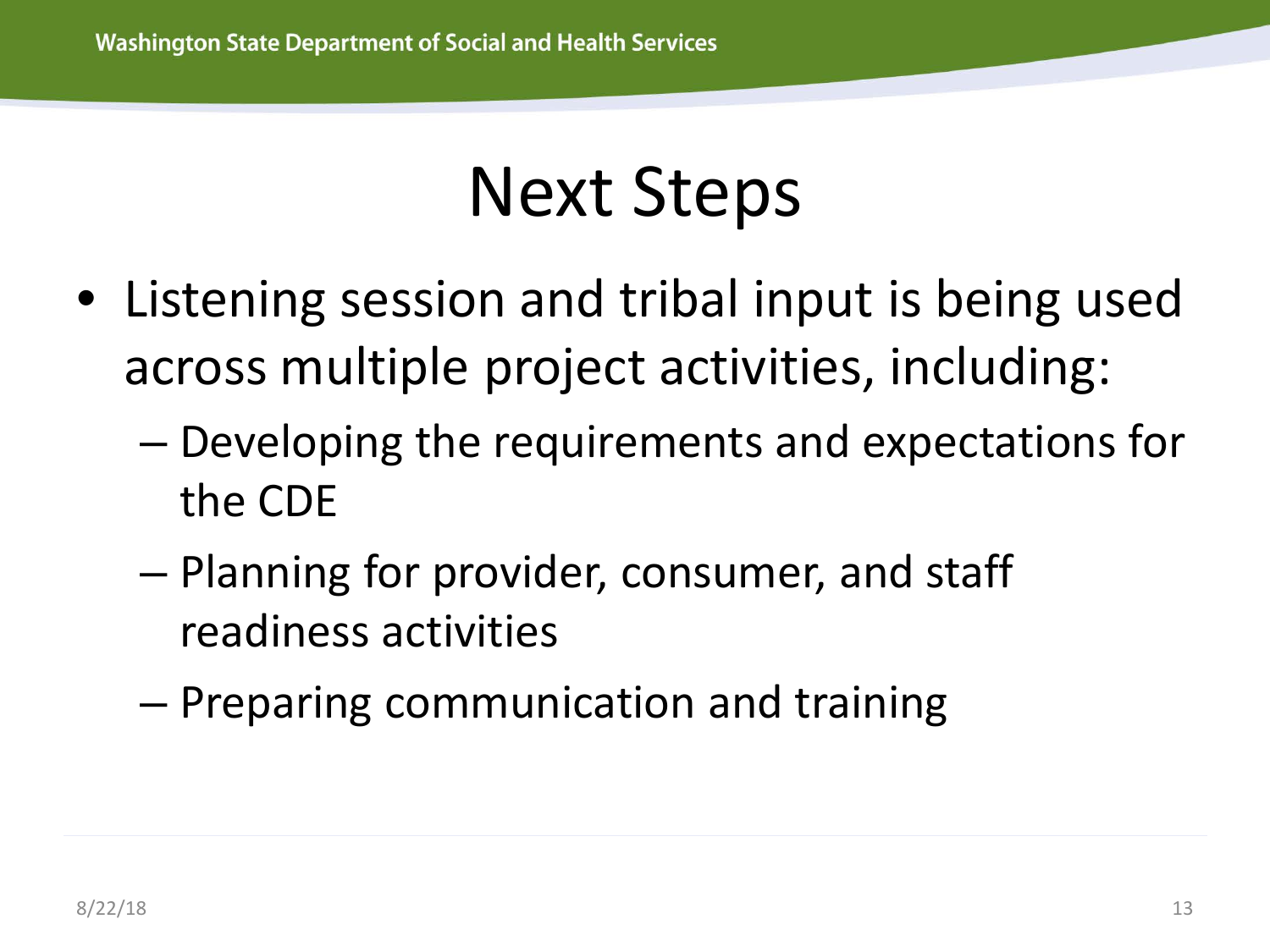# Next Steps

- Listening session and tribal input is being used across multiple project activities, including:
  - Developing the requirements and expectations for the CDE
  - Planning for provider, consumer, and staff readiness activities
  - Preparing communication and training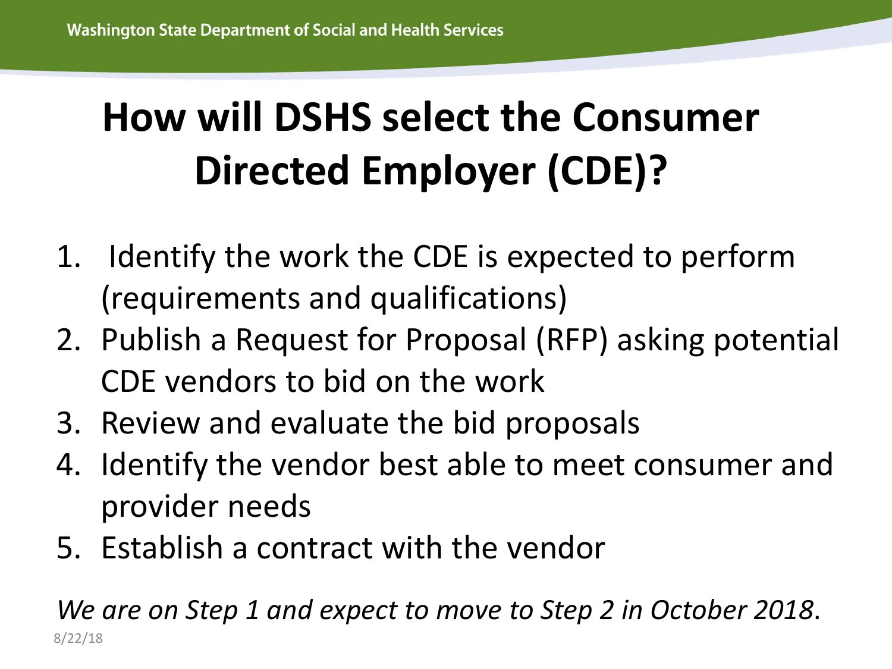# How will DSHS select the Consumer Directed Employer (CDE)?

1. Identify the work the CDE is expected to perform (requirements and qualifications)
2. Publish a Request for Proposal (RFP) asking potential CDE vendors to bid on the work
3. Review and evaluate the bid proposals
4. Identify the vendor best able to meet consumer and provider needs
5. Establish a contract with the vendor

*We are on Step 1 and expect to move to Step 2 in October 2018*.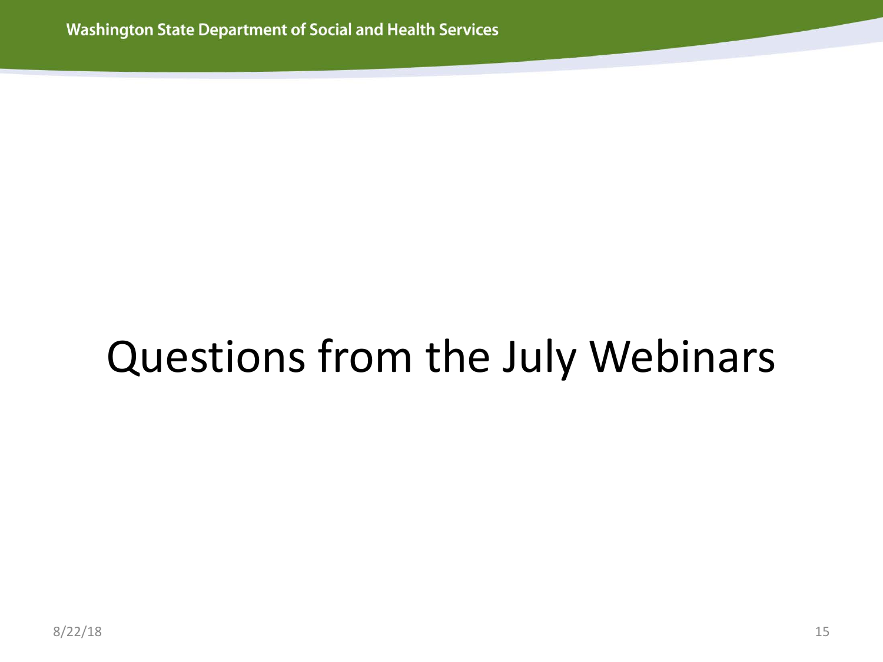# Questions from the July Webinars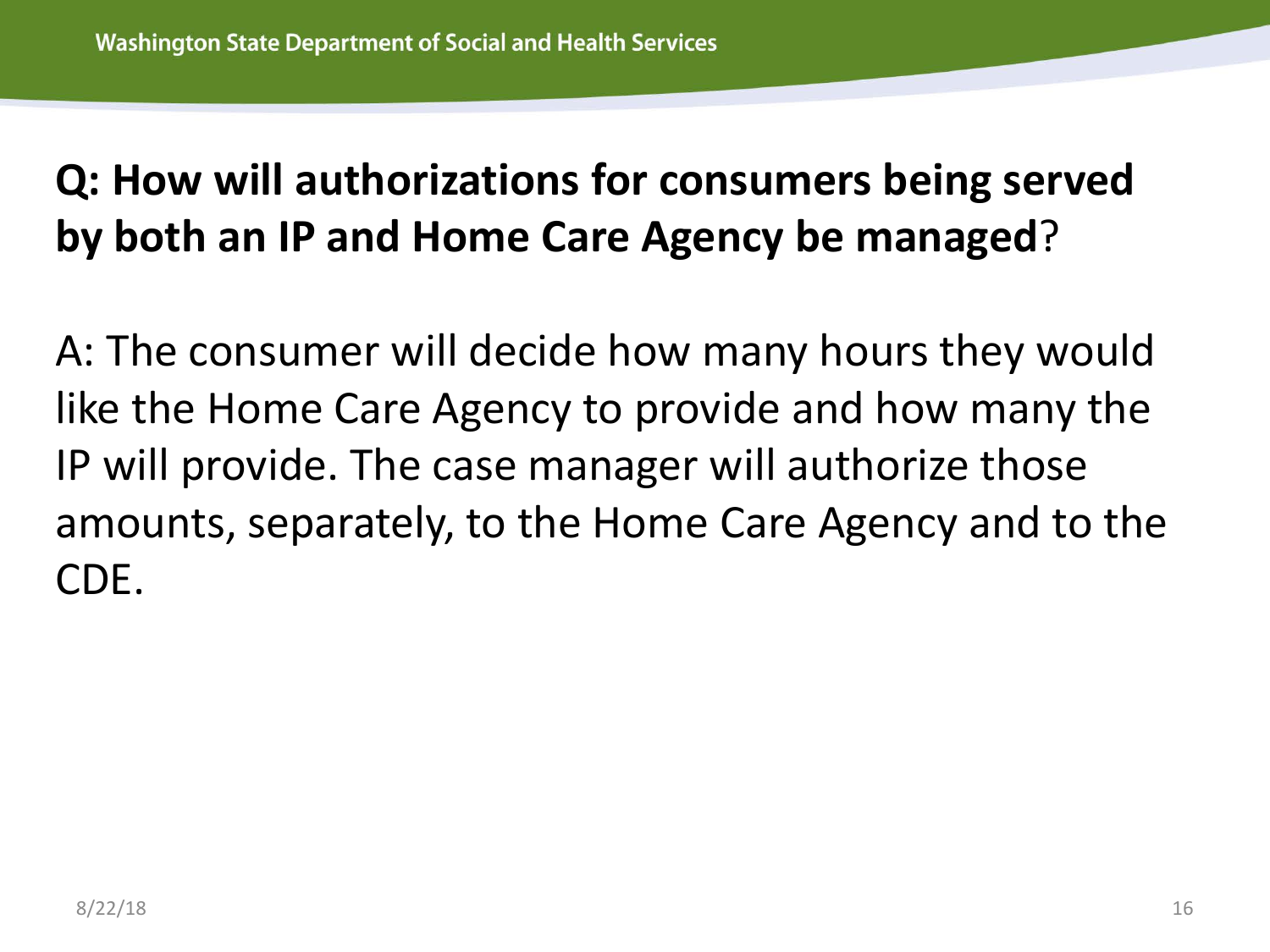**Q: How will authorizations for consumers being served by both an IP and Home Care Agency be managed**?

A: The consumer will decide how many hours they would like the Home Care Agency to provide and how many the IP will provide. The case manager will authorize those amounts, separately, to the Home Care Agency and to the CDE.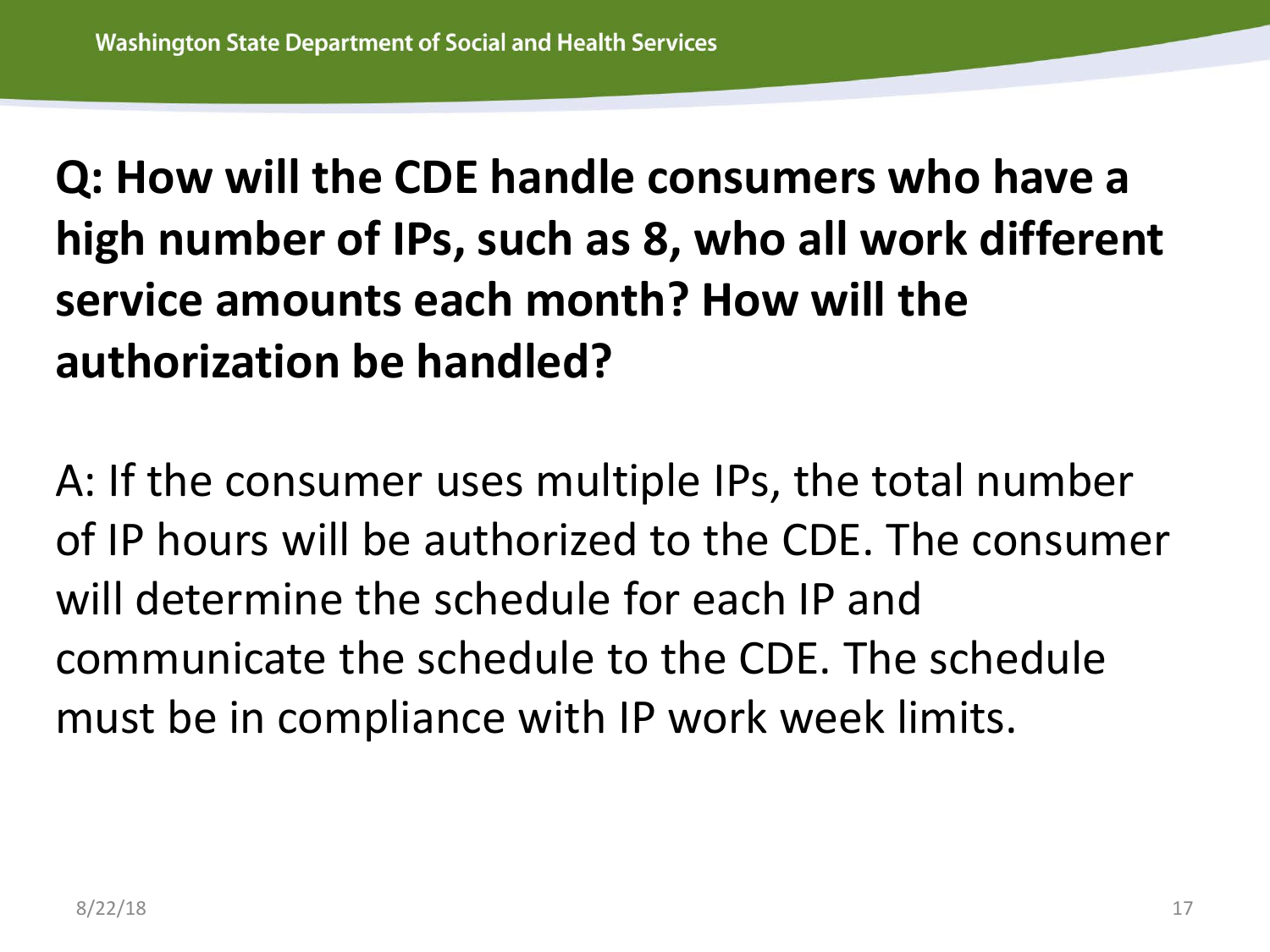**Q: How will the CDE handle consumers who have a high number of IPs, such as 8, who all work different service amounts each month? How will the authorization be handled?**

A: If the consumer uses multiple IPs, the total number of IP hours will be authorized to the CDE. The consumer will determine the schedule for each IP and communicate the schedule to the CDE. The schedule must be in compliance with IP work week limits.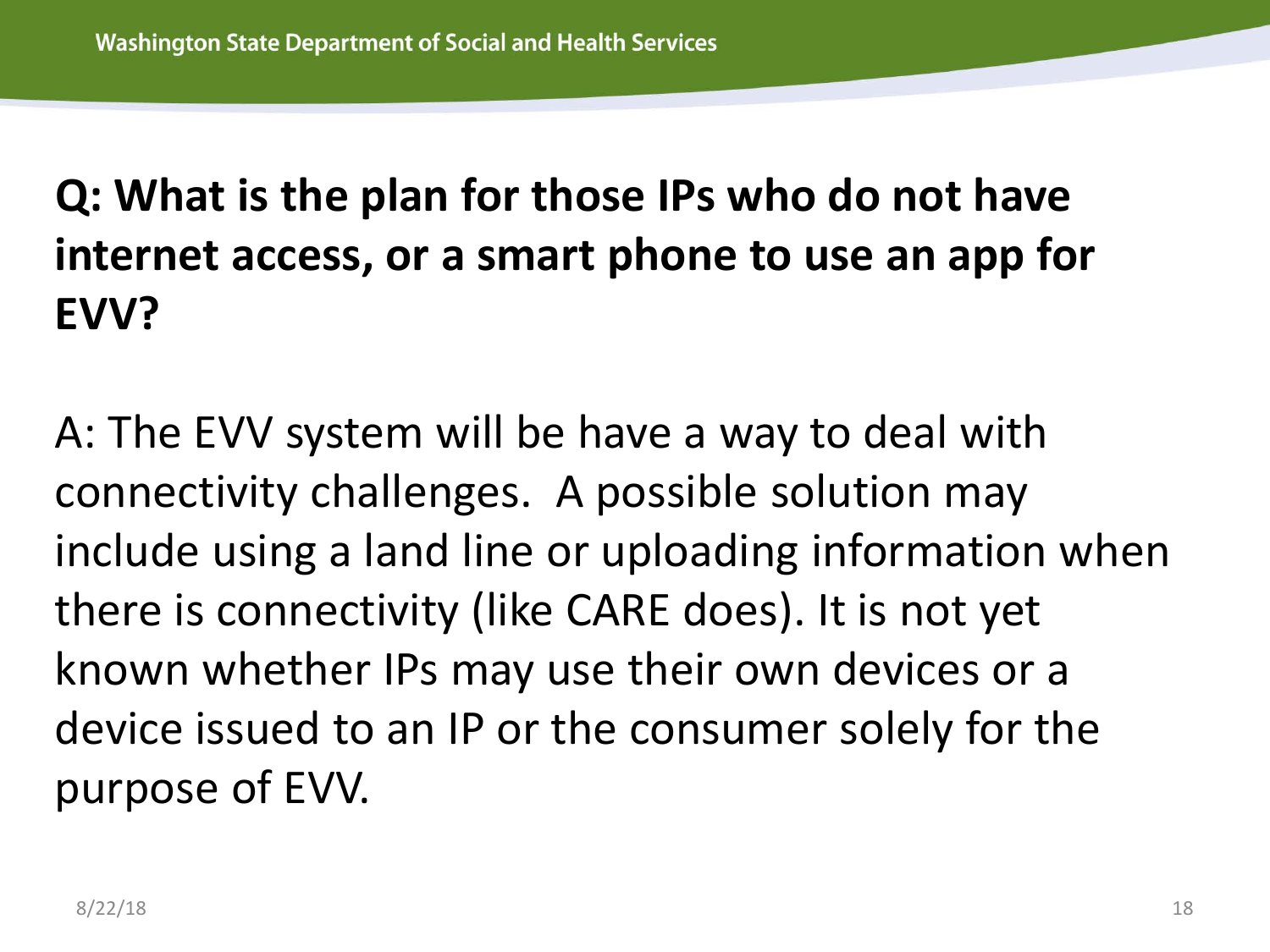**Q: What is the plan for those IPs who do not have internet access, or a smart phone to use an app for EVV?**

A: The EVV system will be have a way to deal with connectivity challenges. A possible solution may include using a land line or uploading information when there is connectivity (like CARE does). It is not yet known whether IPs may use their own devices or a device issued to an IP or the consumer solely for the purpose of EVV.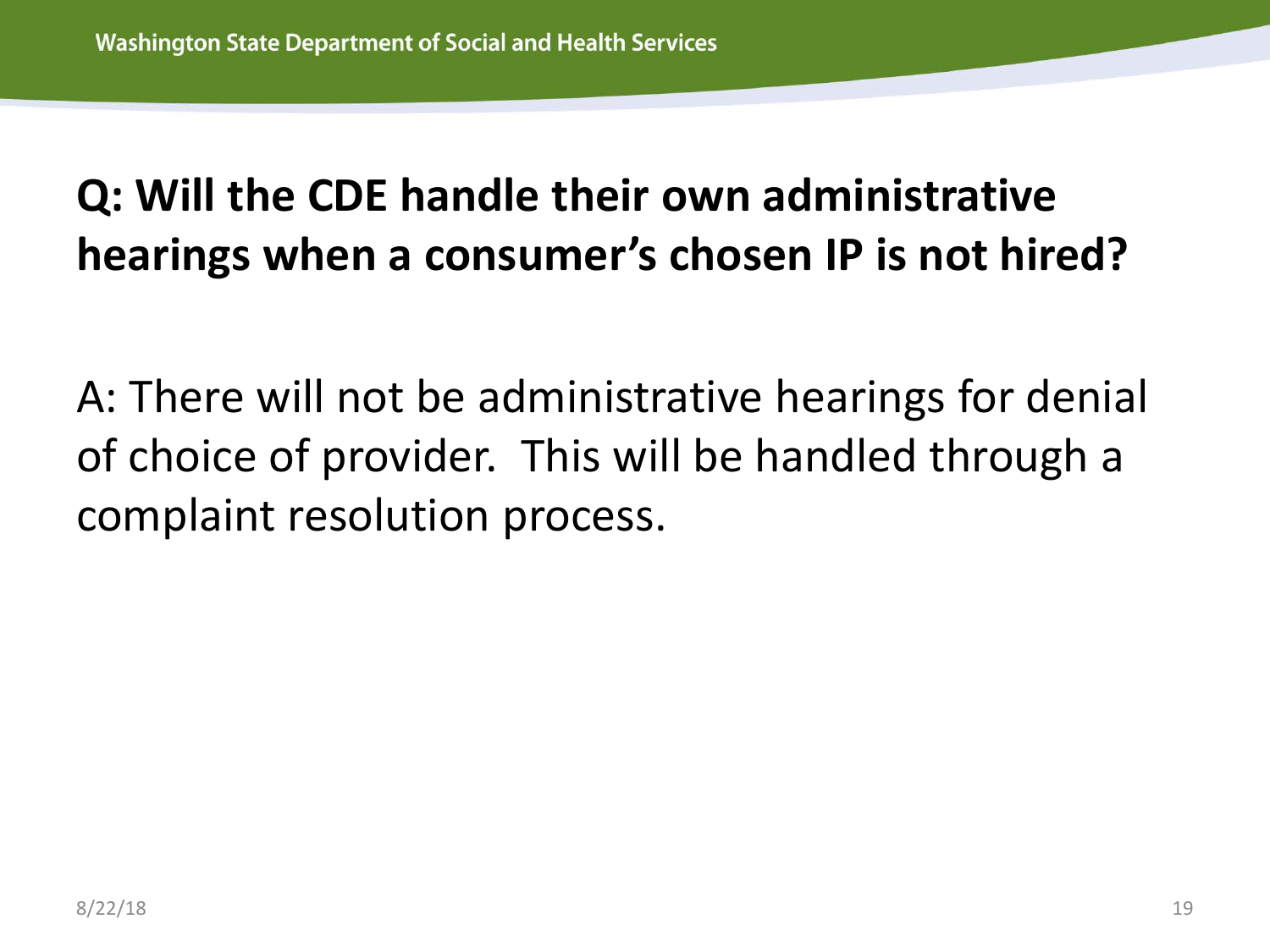**Q: Will the CDE handle their own administrative hearings when a consumer's chosen IP is not hired?**

A: There will not be administrative hearings for denial of choice of provider. This will be handled through a complaint resolution process.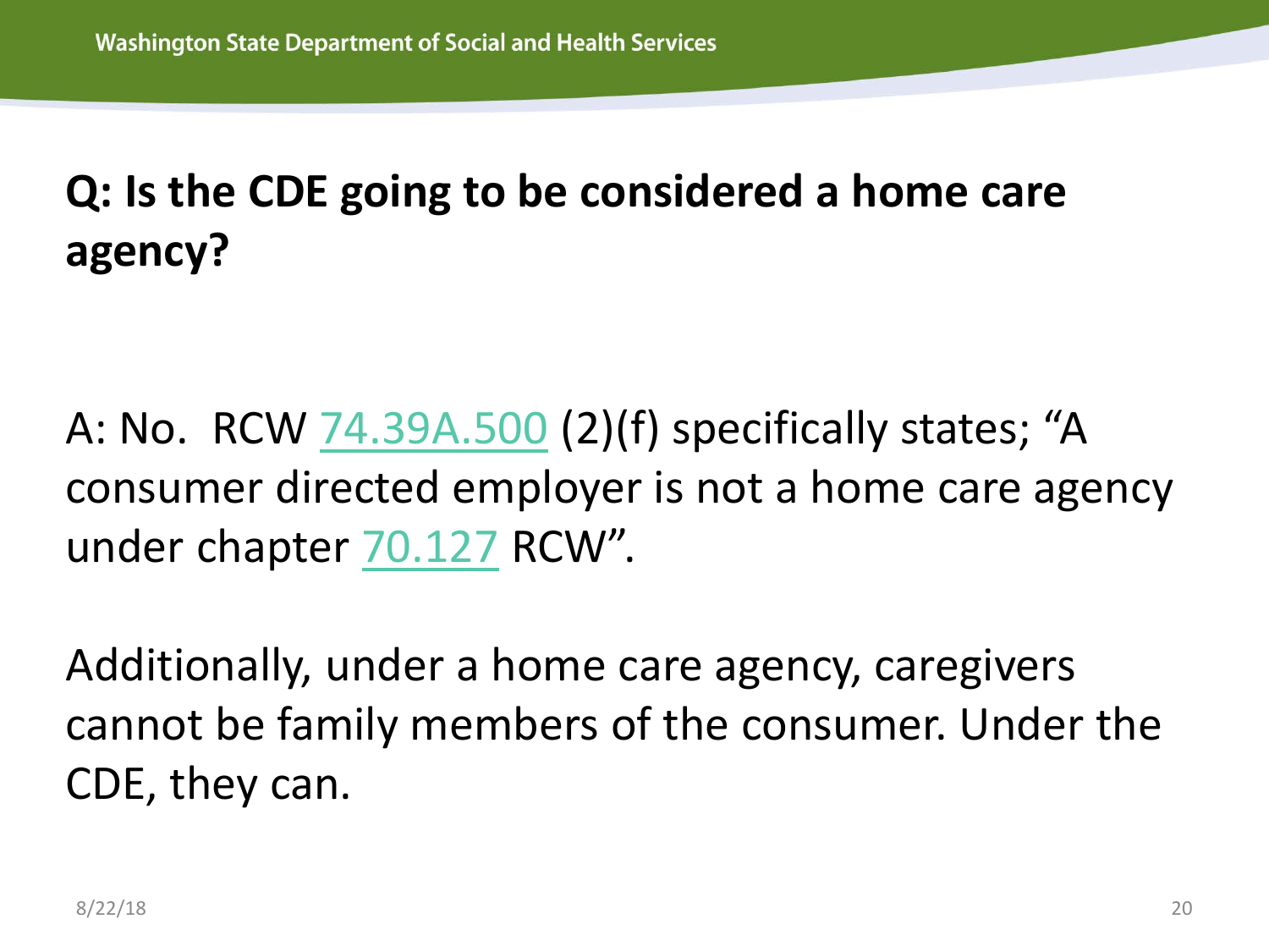## Q: Is the CDE going to be considered a home care agency?

A: No. RCW 74.39A.500 (2)(f) specifically states; “A consumer directed employer is not a home care agency under chapter 70.127 RCW”.

Additionally, under a home care agency, caregivers cannot be family members of the consumer. Under the CDE, they can.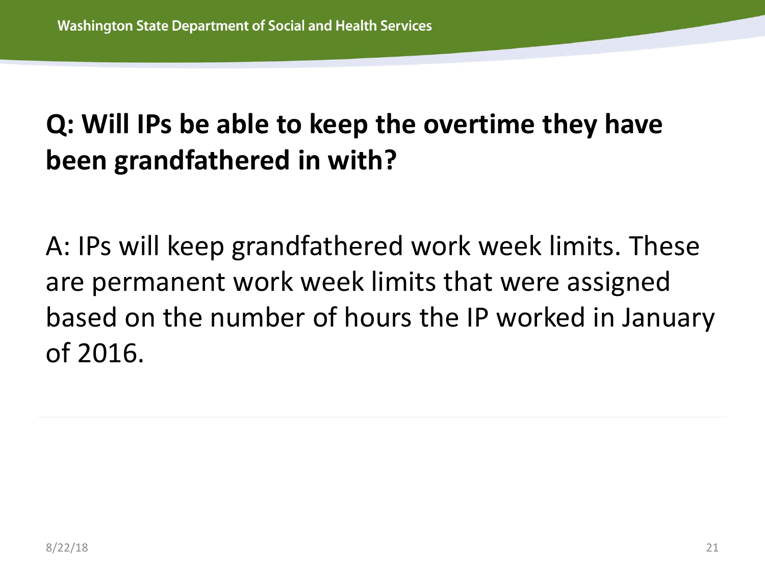**Q: Will IPs be able to keep the overtime they have been grandfathered in with?**

A: IPs will keep grandfathered work week limits. These are permanent work week limits that were assigned based on the number of hours the IP worked in January of 2016.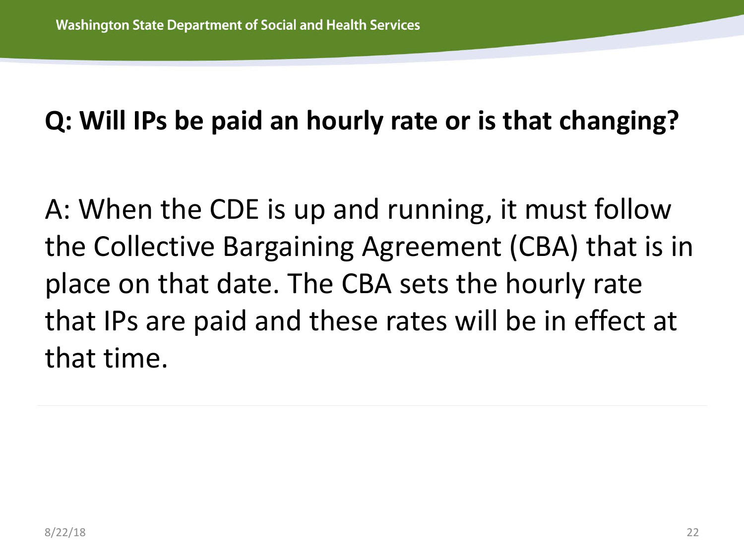**Q: Will IPs be paid an hourly rate or is that changing?**

A: When the CDE is up and running, it must follow the Collective Bargaining Agreement (CBA) that is in place on that date. The CBA sets the hourly rate that IPs are paid and these rates will be in effect at that time.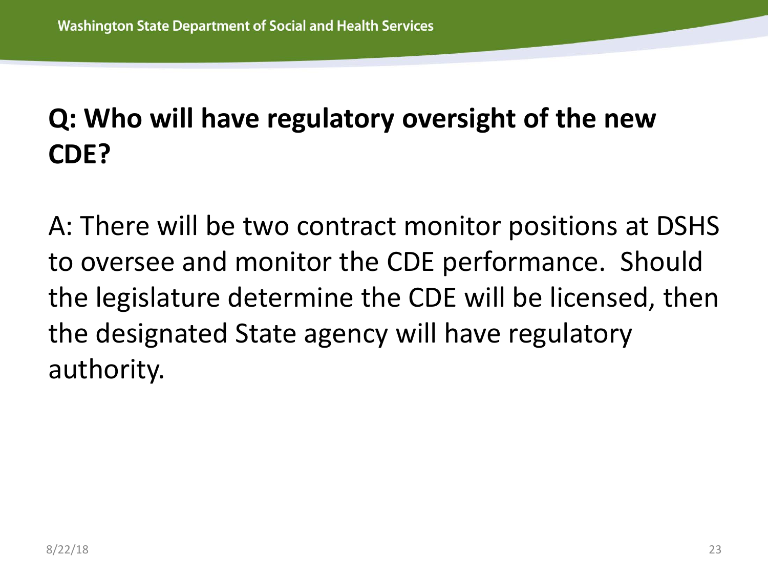## Q: Who will have regulatory oversight of the new CDE?

A: There will be two contract monitor positions at DSHS to oversee and monitor the CDE performance. Should the legislature determine the CDE will be licensed, then the designated State agency will have regulatory authority.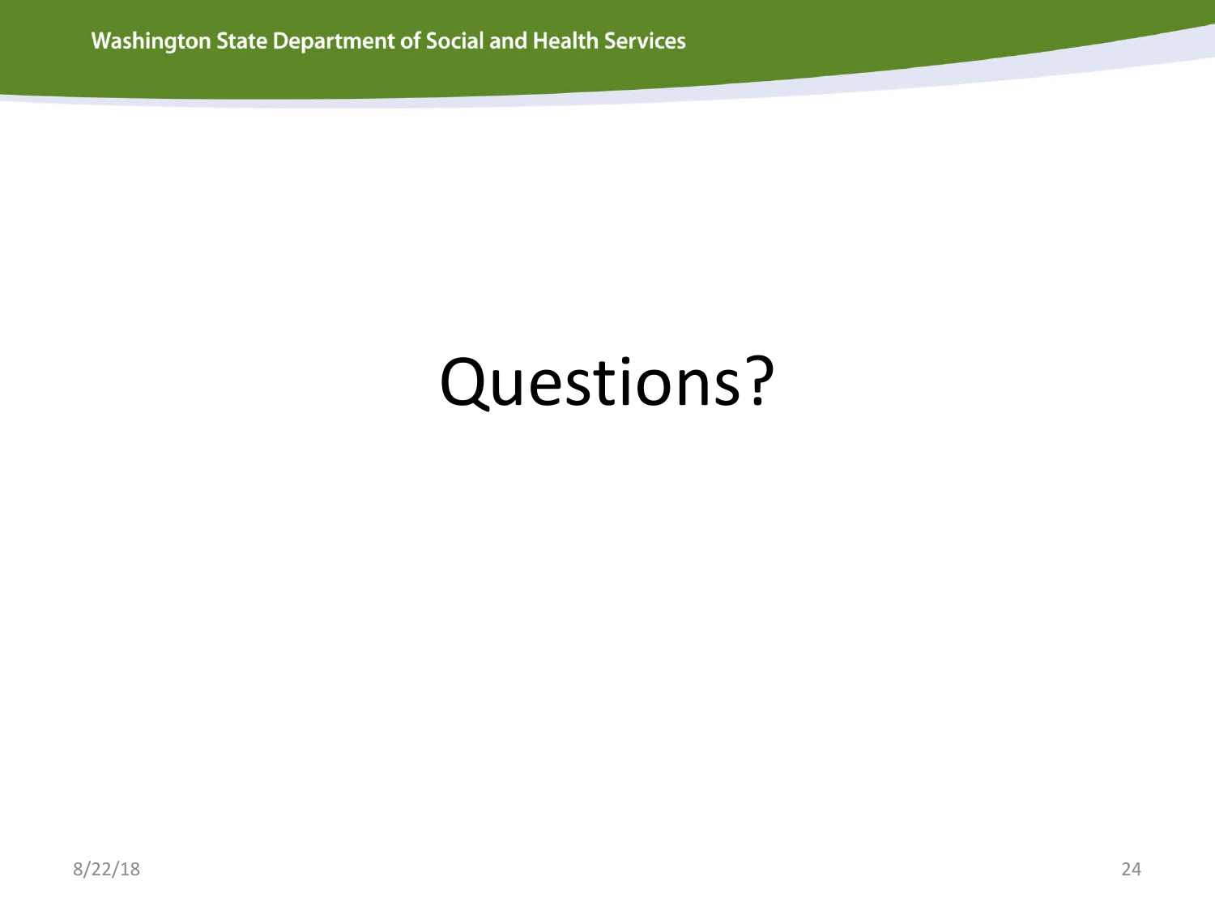# Questions?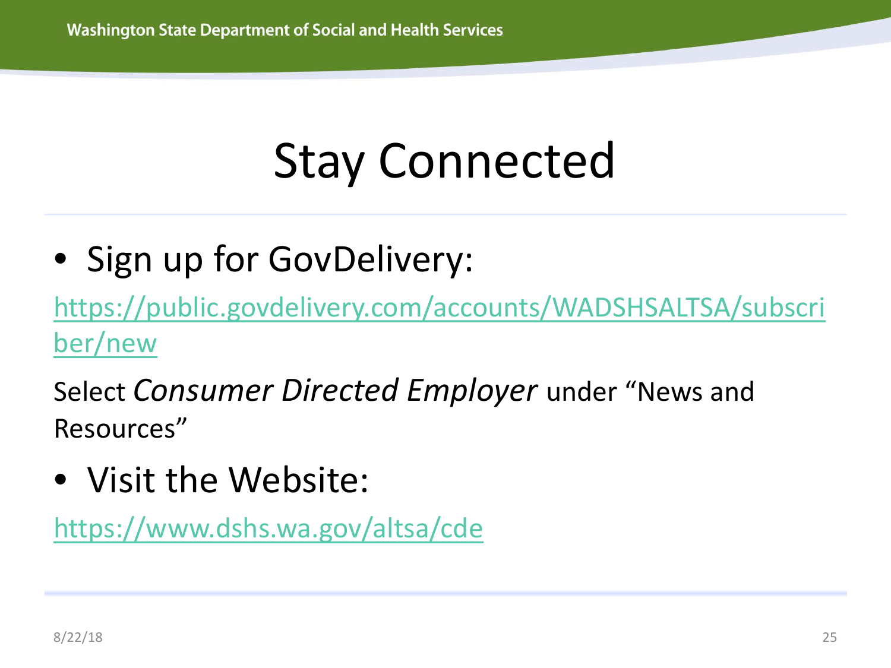# Stay Connected

- Sign up for GovDelivery:

https://public.govdelivery.com/accounts/WADSHSALTSA/subscriber/new

Select *Consumer Directed Employer* under "News and Resources"

- Visit the Website:

https://www.dshs.wa.gov/altsa/cde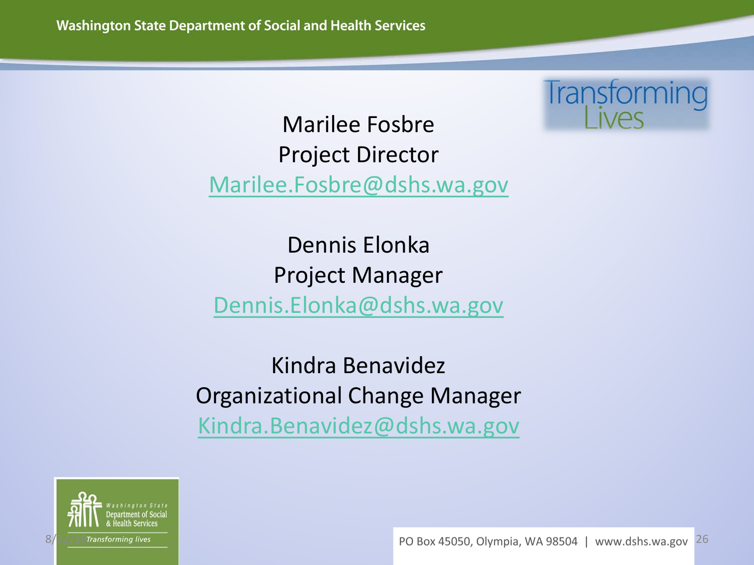Marilee Fosbre
Project Director
Marilee.Fosbre@dshs.wa.gov

Dennis Elonka
Project Manager
Dennis.Elonka@dshs.wa.gov

Kindra Benavidez
Organizational Change Manager
Kindra.Benavidez@dshs.wa.gov